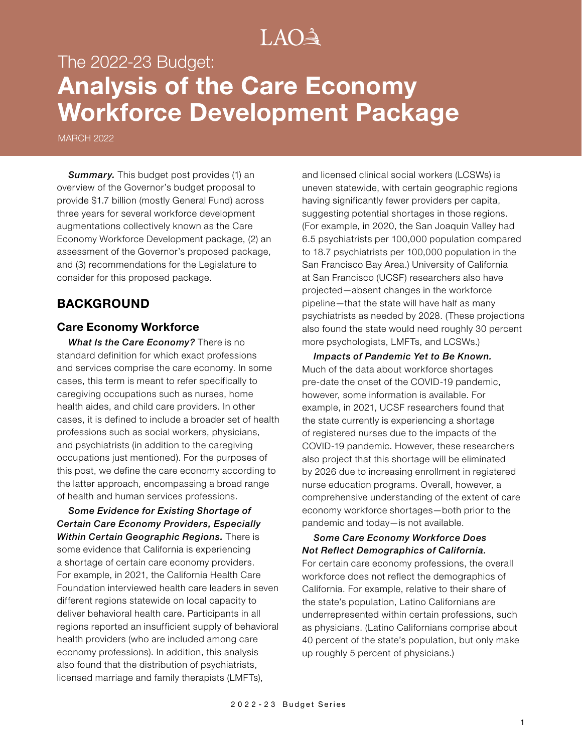LAO

# The 2022-23 Budget: **Analysis of the Care Economy Workforce Development Package**

MARCH 2022

***Summary.*** This budget post provides (1) an overview of the Governor's budget proposal to provide $1.7 billion (mostly General Fund) across three years for several workforce development augmentations collectively known as the Care Economy Workforce Development package, (2) an assessment of the Governor's proposed package, and (3) recommendations for the Legislature to consider for this proposed package.

## BACKGROUND

### Care Economy Workforce

***What Is the Care Economy?*** There is no standard definition for which exact professions and services comprise the care economy. In some cases, this term is meant to refer specifically to caregiving occupations such as nurses, home health aides, and child care providers. In other cases, it is defined to include a broader set of health professions such as social workers, physicians, and psychiatrists (in addition to the caregiving occupations just mentioned). For the purposes of this post, we define the care economy according to the latter approach, encompassing a broad range of health and human services professions.

***Some Evidence for Existing Shortage of Certain Care Economy Providers, Especially Within Certain Geographic Regions.*** There is some evidence that California is experiencing a shortage of certain care economy providers. For example, in 2021, the California Health Care Foundation interviewed health care leaders in seven different regions statewide on local capacity to deliver behavioral health care. Participants in all regions reported an insufficient supply of behavioral health providers (who are included among care economy professions). In addition, this analysis also found that the distribution of psychiatrists, licensed marriage and family therapists (LMFTs), and licensed clinical social workers (LCSWs) is uneven statewide, with certain geographic regions having significantly fewer providers per capita, suggesting potential shortages in those regions. (For example, in 2020, the San Joaquin Valley had 6.5 psychiatrists per 100,000 population compared to 18.7 psychiatrists per 100,000 population in the San Francisco Bay Area.) University of California at San Francisco (UCSF) researchers also have projected—absent changes in the workforce pipeline—that the state will have half as many psychiatrists as needed by 2028. (These projections also found the state would need roughly 30 percent more psychologists, LMFTs, and LCSWs.)

***Impacts of Pandemic Yet to Be Known.*** Much of the data about workforce shortages pre-date the onset of the COVID-19 pandemic, however, some information is available. For example, in 2021, UCSF researchers found that the state currently is experiencing a shortage of registered nurses due to the impacts of the COVID-19 pandemic. However, these researchers also project that this shortage will be eliminated by 2026 due to increasing enrollment in registered nurse education programs. Overall, however, a comprehensive understanding of the extent of care economy workforce shortages—both prior to the pandemic and today—is not available.

***Some Care Economy Workforce Does Not Reflect Demographics of California.*** For certain care economy professions, the overall workforce does not reflect the demographics of California. For example, relative to their share of the state's population, Latino Californians are underrepresented within certain professions, such as physicians. (Latino Californians comprise about 40 percent of the state's population, but only make up roughly 5 percent of physicians.)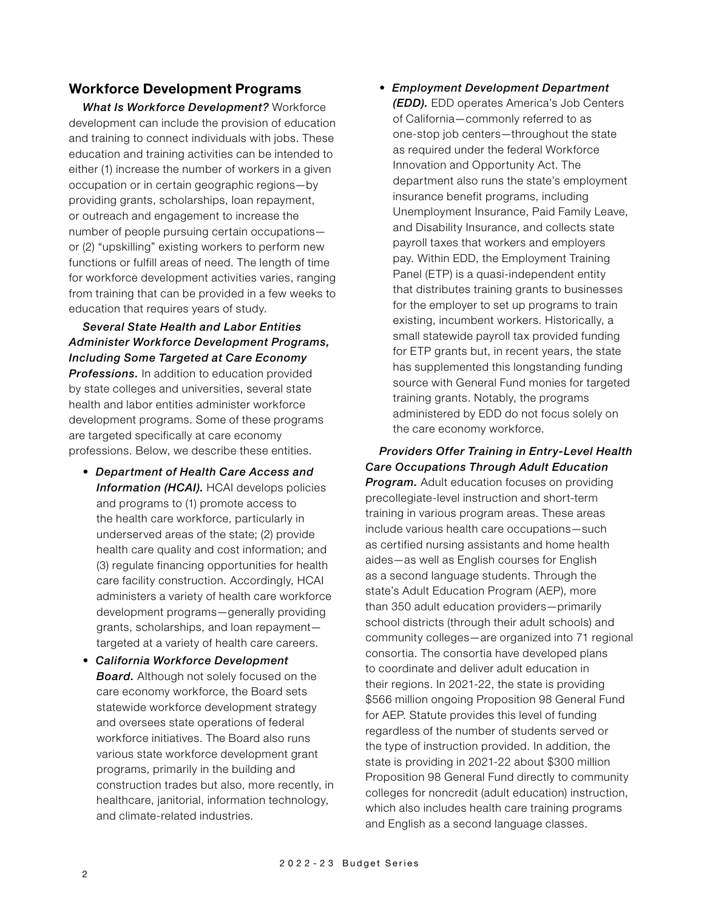## Workforce Development Programs

***What Is Workforce Development?*** Workforce development can include the provision of education and training to connect individuals with jobs. These education and training activities can be intended to either (1) increase the number of workers in a given occupation or in certain geographic regions—by providing grants, scholarships, loan repayment, or outreach and engagement to increase the number of people pursuing certain occupations—or (2) "upskilling" existing workers to perform new functions or fulfill areas of need. The length of time for workforce development activities varies, ranging from training that can be provided in a few weeks to education that requires years of study.

***Several State Health and Labor Entities Administer Workforce Development Programs, Including Some Targeted at Care Economy Professions.*** In addition to education provided by state colleges and universities, several state health and labor entities administer workforce development programs. Some of these programs are targeted specifically at care economy professions. Below, we describe these entities.

- ***Department of Health Care Access and Information (HCAI).*** HCAI develops policies and programs to (1) promote access to the health care workforce, particularly in underserved areas of the state; (2) provide health care quality and cost information; and (3) regulate financing opportunities for health care facility construction. Accordingly, HCAI administers a variety of health care workforce development programs—generally providing grants, scholarships, and loan repayment—targeted at a variety of health care careers.
- ***California Workforce Development Board.*** Although not solely focused on the care economy workforce, the Board sets statewide workforce development strategy and oversees state operations of federal workforce initiatives. The Board also runs various state workforce development grant programs, primarily in the building and construction trades but also, more recently, in healthcare, janitorial, information technology, and climate-related industries.
- ***Employment Development Department (EDD).*** EDD operates America's Job Centers of California—commonly referred to as one-stop job centers—throughout the state as required under the federal Workforce Innovation and Opportunity Act. The department also runs the state's employment insurance benefit programs, including Unemployment Insurance, Paid Family Leave, and Disability Insurance, and collects state payroll taxes that workers and employers pay. Within EDD, the Employment Training Panel (ETP) is a quasi-independent entity that distributes training grants to businesses for the employer to set up programs to train existing, incumbent workers. Historically, a small statewide payroll tax provided funding for ETP grants but, in recent years, the state has supplemented this longstanding funding source with General Fund monies for targeted training grants. Notably, the programs administered by EDD do not focus solely on the care economy workforce.

***Providers Offer Training in Entry-Level Health Care Occupations Through Adult Education Program.*** Adult education focuses on providing precollegiate-level instruction and short-term training in various program areas. These areas include various health care occupations—such as certified nursing assistants and home health aides—as well as English courses for English as a second language students. Through the state's Adult Education Program (AEP), more than 350 adult education providers—primarily school districts (through their adult schools) and community colleges—are organized into 71 regional consortia. The consortia have developed plans to coordinate and deliver adult education in their regions. In 2021-22, the state is providing $566 million ongoing Proposition 98 General Fund for AEP. Statute provides this level of funding regardless of the number of students served or the type of instruction provided. In addition, the state is providing in 2021-22 about $300 million Proposition 98 General Fund directly to community colleges for noncredit (adult education) instruction, which also includes health care training programs and English as a second language classes.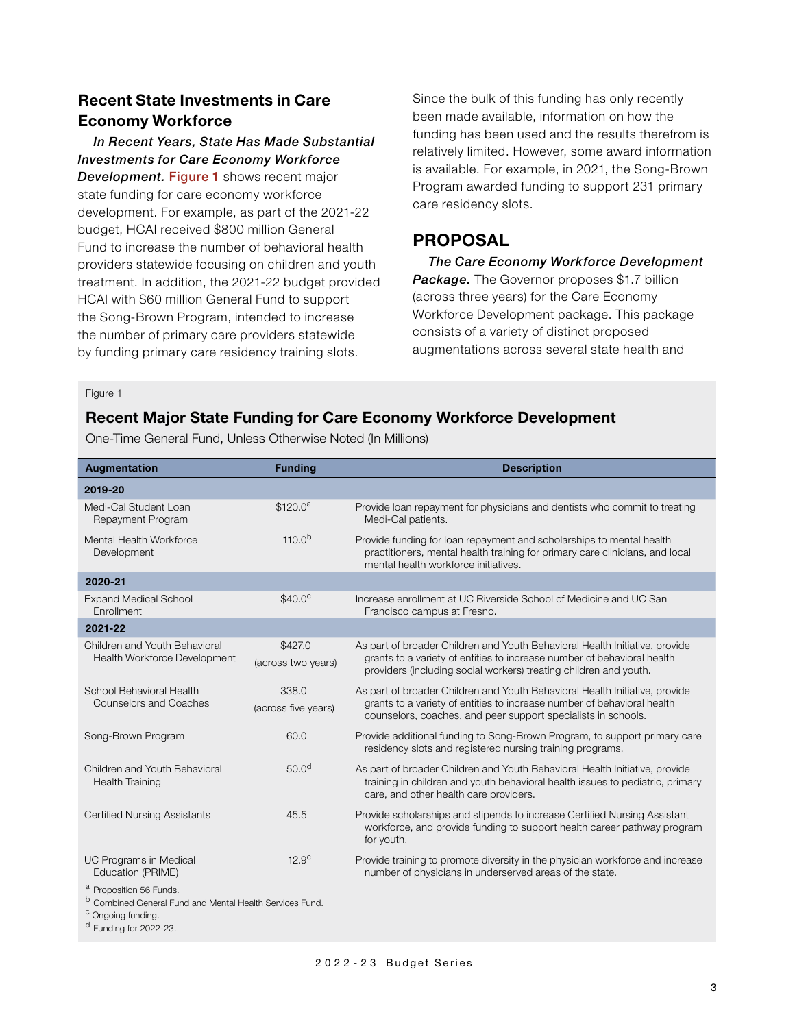## Recent State Investments in Care Economy Workforce

***In Recent Years, State Has Made Substantial Investments for Care Economy Workforce Development.*** Figure 1 shows recent major state funding for care economy workforce development. For example, as part of the 2021-22 budget, HCAI received $800 million General Fund to increase the number of behavioral health providers statewide focusing on children and youth treatment. In addition, the 2021-22 budget provided HCAI with $60 million General Fund to support the Song-Brown Program, intended to increase the number of primary care providers statewide by funding primary care residency training slots. Since the bulk of this funding has only recently been made available, information on how the funding has been used and the results therefrom is relatively limited. However, some award information is available. For example, in 2021, the Song-Brown Program awarded funding to support 231 primary care residency slots.

## PROPOSAL

***The Care Economy Workforce Development Package.*** The Governor proposes $1.7 billion (across three years) for the Care Economy Workforce Development package. This package consists of a variety of distinct proposed augmentations across several state health and

Figure 1

**Recent Major State Funding for Care Economy Workforce Development**

One-Time General Fund, Unless Otherwise Noted (In Millions)

| Augmentation | Funding | Description |
|---|---|---|
| **2019-20** | | |
| Medi-Cal Student Loan Repayment Program | $120.0[a] | Provide loan repayment for physicians and dentists who commit to treating Medi-Cal patients. |
| Mental Health Workforce Development | 110.0[b] | Provide funding for loan repayment and scholarships to mental health practitioners, mental health training for primary care clinicians, and local mental health workforce initiatives. |
| **2020-21** | | |
| Expand Medical School Enrollment | $40.0[c] | Increase enrollment at UC Riverside School of Medicine and UC San Francisco campus at Fresno. |
| **2021-22** | | |
| Children and Youth Behavioral Health Workforce Development | $427.0 (across two years) | As part of broader Children and Youth Behavioral Health Initiative, provide grants to a variety of entities to increase number of behavioral health providers (including social workers) treating children and youth. |
| School Behavioral Health Counselors and Coaches | 338.0 (across five years) | As part of broader Children and Youth Behavioral Health Initiative, provide grants to a variety of entities to increase number of behavioral health counselors, coaches, and peer support specialists in schools. |
| Song-Brown Program | 60.0 | Provide additional funding to Song-Brown Program, to support primary care residency slots and registered nursing training programs. |
| Children and Youth Behavioral Health Training | 50.0[d] | As part of broader Children and Youth Behavioral Health Initiative, provide training in children and youth behavioral health issues to pediatric, primary care, and other health care providers. |
| Certified Nursing Assistants | 45.5 | Provide scholarships and stipends to increase Certified Nursing Assistant workforce, and provide funding to support health career pathway program for youth. |
| UC Programs in Medical Education (PRIME) | 12.9[c] | Provide training to promote diversity in the physician workforce and increase number of physicians in underserved areas of the state. |

[a] Proposition 56 Funds.
[b] Combined General Fund and Mental Health Services Fund.
[c] Ongoing funding.
[d] Funding for 2022-23.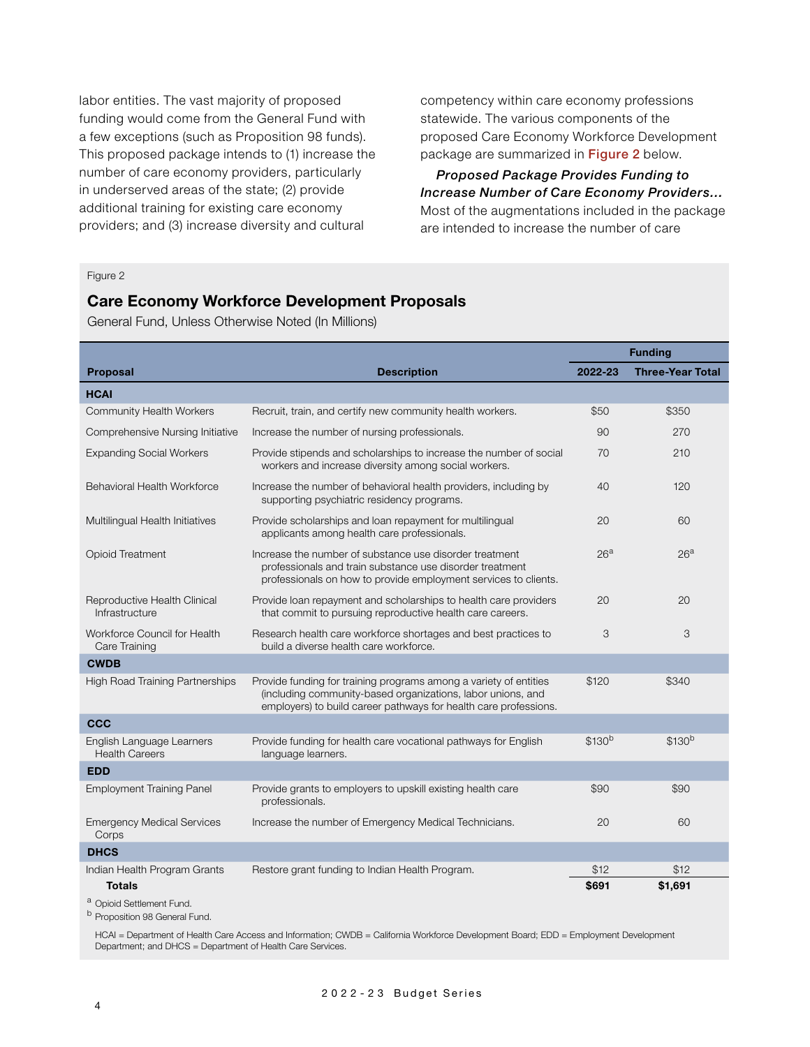labor entities. The vast majority of proposed funding would come from the General Fund with a few exceptions (such as Proposition 98 funds). This proposed package intends to (1) increase the number of care economy providers, particularly in underserved areas of the state; (2) provide additional training for existing care economy providers; and (3) increase diversity and cultural competency within care economy professions statewide. The various components of the proposed Care Economy Workforce Development package are summarized in **Figure 2** below.

***Proposed Package Provides Funding to Increase Number of Care Economy Providers...*** Most of the augmentations included in the package are intended to increase the number of care

Figure 2

### Care Economy Workforce Development Proposals

General Fund, Unless Otherwise Noted (In Millions)

| Proposal | Description | Funding | |
|---|---|---|---|
| | | 2022-23 | Three-Year Total |
| **HCAI** | | | |
| Community Health Workers | Recruit, train, and certify new community health workers. | $50 | $350 |
| Comprehensive Nursing Initiative | Increase the number of nursing professionals. | 90 | 270 |
| Expanding Social Workers | Provide stipends and scholarships to increase the number of social workers and increase diversity among social workers. | 70 | 210 |
| Behavioral Health Workforce | Increase the number of behavioral health providers, including by supporting psychiatric residency programs. | 40 | 120 |
| Multilingual Health Initiatives | Provide scholarships and loan repayment for multilingual applicants among health care professionals. | 20 | 60 |
| Opioid Treatment | Increase the number of substance use disorder treatment professionals and train substance use disorder treatment professionals on how to provide employment services to clients. | 26[a] | 26[a] |
| Reproductive Health Clinical Infrastructure | Provide loan repayment and scholarships to health care providers that commit to pursuing reproductive health care careers. | 20 | 20 |
| Workforce Council for Health Care Training | Research health care workforce shortages and best practices to build a diverse health care workforce. | 3 | 3 |
| **CWDB** | | | |
| High Road Training Partnerships | Provide funding for training programs among a variety of entities (including community-based organizations, labor unions, and employers) to build career pathways for health care professions. | $120 | $340 |
| **CCC** | | | |
| English Language Learners Health Careers | Provide funding for health care vocational pathways for English language learners. | $130[b] | $130[b] |
| **EDD** | | | |
| Employment Training Panel | Provide grants to employers to upskill existing health care professionals. | $90 | $90 |
| Emergency Medical Services Corps | Increase the number of Emergency Medical Technicians. | 20 | 60 |
| **DHCS** | | | |
| Indian Health Program Grants | Restore grant funding to Indian Health Program. | $12 | $12 |
| **Totals** | | **$691** | **$1,691** |

[a] Opioid Settlement Fund.

[b] Proposition 98 General Fund.

HCAI = Department of Health Care Access and Information; CWDB = California Workforce Development Board; EDD = Employment Development Department; and DHCS = Department of Health Care Services.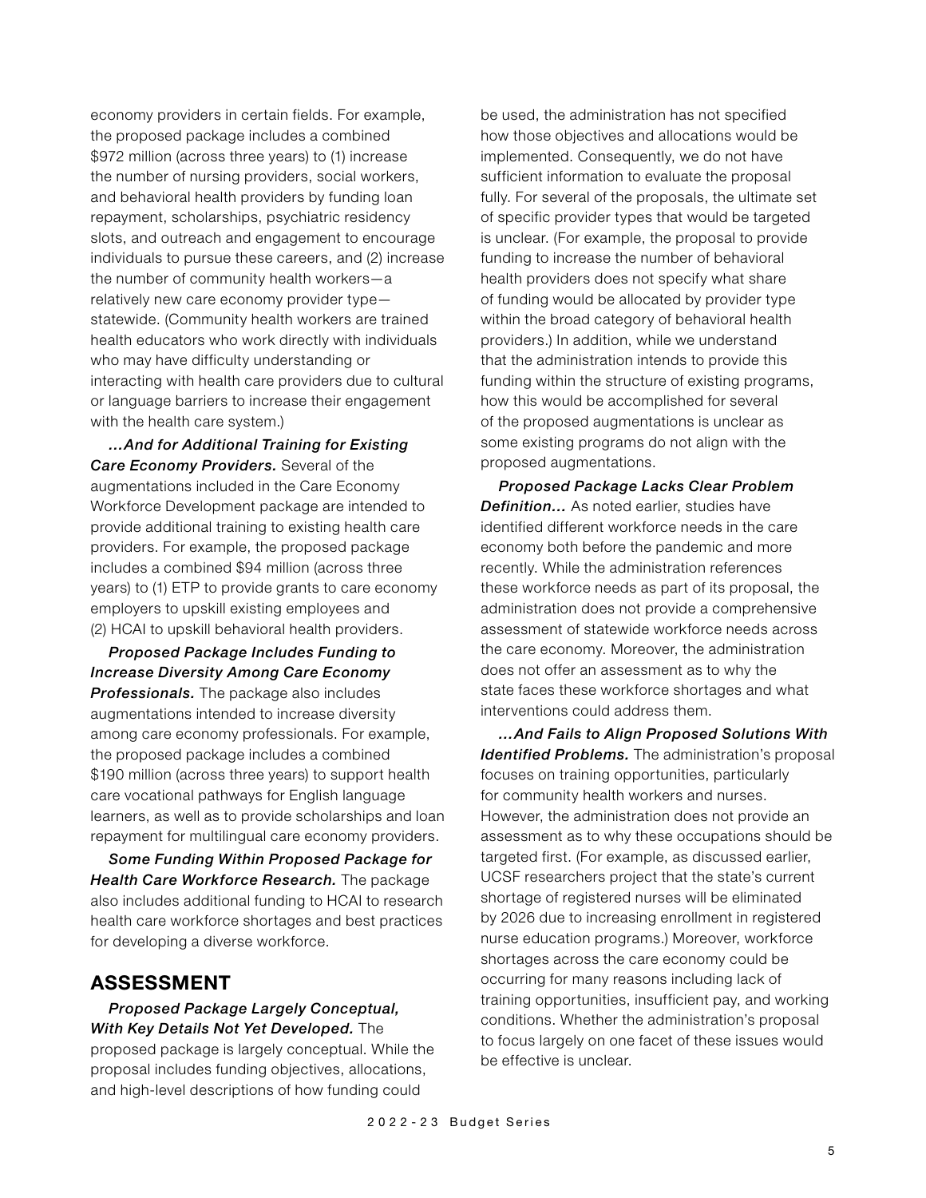economy providers in certain fields. For example, the proposed package includes a combined $972 million (across three years) to (1) increase the number of nursing providers, social workers, and behavioral health providers by funding loan repayment, scholarships, psychiatric residency slots, and outreach and engagement to encourage individuals to pursue these careers, and (2) increase the number of community health workers—a relatively new care economy provider type—statewide. (Community health workers are trained health educators who work directly with individuals who may have difficulty understanding or interacting with health care providers due to cultural or language barriers to increase their engagement with the health care system.)

***…And for Additional Training for Existing Care Economy Providers.*** Several of the augmentations included in the Care Economy Workforce Development package are intended to provide additional training to existing health care providers. For example, the proposed package includes a combined $94 million (across three years) to (1) ETP to provide grants to care economy employers to upskill existing employees and (2) HCAI to upskill behavioral health providers.

***Proposed Package Includes Funding to Increase Diversity Among Care Economy Professionals.*** The package also includes augmentations intended to increase diversity among care economy professionals. For example, the proposed package includes a combined $190 million (across three years) to support health care vocational pathways for English language learners, as well as to provide scholarships and loan repayment for multilingual care economy providers.

***Some Funding Within Proposed Package for Health Care Workforce Research.*** The package also includes additional funding to HCAI to research health care workforce shortages and best practices for developing a diverse workforce.

## ASSESSMENT

***Proposed Package Largely Conceptual, With Key Details Not Yet Developed.*** The proposed package is largely conceptual. While the proposal includes funding objectives, allocations, and high-level descriptions of how funding could be used, the administration has not specified how those objectives and allocations would be implemented. Consequently, we do not have sufficient information to evaluate the proposal fully. For several of the proposals, the ultimate set of specific provider types that would be targeted is unclear. (For example, the proposal to provide funding to increase the number of behavioral health providers does not specify what share of funding would be allocated by provider type within the broad category of behavioral health providers.) In addition, while we understand that the administration intends to provide this funding within the structure of existing programs, how this would be accomplished for several of the proposed augmentations is unclear as some existing programs do not align with the proposed augmentations.

***Proposed Package Lacks Clear Problem Definition…*** As noted earlier, studies have identified different workforce needs in the care economy both before the pandemic and more recently. While the administration references these workforce needs as part of its proposal, the administration does not provide a comprehensive assessment of statewide workforce needs across the care economy. Moreover, the administration does not offer an assessment as to why the state faces these workforce shortages and what interventions could address them.

***…And Fails to Align Proposed Solutions With Identified Problems.*** The administration's proposal focuses on training opportunities, particularly for community health workers and nurses. However, the administration does not provide an assessment as to why these occupations should be targeted first. (For example, as discussed earlier, UCSF researchers project that the state's current shortage of registered nurses will be eliminated by 2026 due to increasing enrollment in registered nurse education programs.) Moreover, workforce shortages across the care economy could be occurring for many reasons including lack of training opportunities, insufficient pay, and working conditions. Whether the administration's proposal to focus largely on one facet of these issues would be effective is unclear.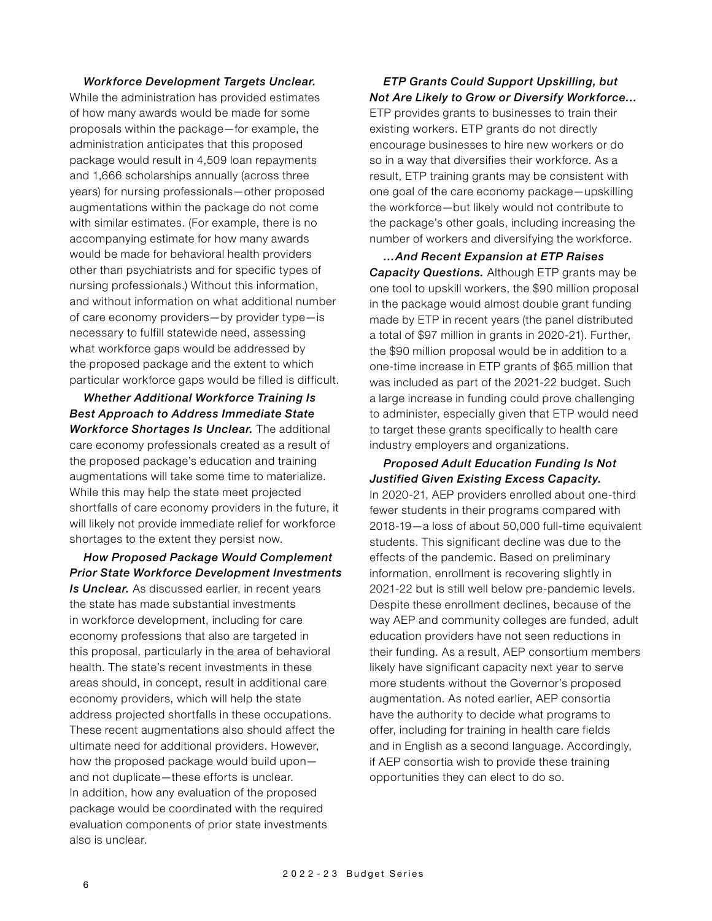***Workforce Development Targets Unclear.*** While the administration has provided estimates of how many awards would be made for some proposals within the package—for example, the administration anticipates that this proposed package would result in 4,509 loan repayments and 1,666 scholarships annually (across three years) for nursing professionals—other proposed augmentations within the package do not come with similar estimates. (For example, there is no accompanying estimate for how many awards would be made for behavioral health providers other than psychiatrists and for specific types of nursing professionals.) Without this information, and without information on what additional number of care economy providers—by provider type—is necessary to fulfill statewide need, assessing what workforce gaps would be addressed by the proposed package and the extent to which particular workforce gaps would be filled is difficult.

***Whether Additional Workforce Training Is Best Approach to Address Immediate State Workforce Shortages Is Unclear.*** The additional care economy professionals created as a result of the proposed package's education and training augmentations will take some time to materialize. While this may help the state meet projected shortfalls of care economy providers in the future, it will likely not provide immediate relief for workforce shortages to the extent they persist now.

***How Proposed Package Would Complement Prior State Workforce Development Investments Is Unclear.*** As discussed earlier, in recent years the state has made substantial investments in workforce development, including for care economy professions that also are targeted in this proposal, particularly in the area of behavioral health. The state's recent investments in these areas should, in concept, result in additional care economy providers, which will help the state address projected shortfalls in these occupations. These recent augmentations also should affect the ultimate need for additional providers. However, how the proposed package would build upon—and not duplicate—these efforts is unclear. In addition, how any evaluation of the proposed package would be coordinated with the required evaluation components of prior state investments also is unclear.

***ETP Grants Could Support Upskilling, but Not Are Likely to Grow or Diversify Workforce...*** ETP provides grants to businesses to train their existing workers. ETP grants do not directly encourage businesses to hire new workers or do so in a way that diversifies their workforce. As a result, ETP training grants may be consistent with one goal of the care economy package—upskilling the workforce—but likely would not contribute to the package's other goals, including increasing the number of workers and diversifying the workforce.

***...And Recent Expansion at ETP Raises Capacity Questions.*** Although ETP grants may be one tool to upskill workers, the $90 million proposal in the package would almost double grant funding made by ETP in recent years (the panel distributed a total of $97 million in grants in 2020-21). Further, the $90 million proposal would be in addition to a one-time increase in ETP grants of $65 million that was included as part of the 2021-22 budget. Such a large increase in funding could prove challenging to administer, especially given that ETP would need to target these grants specifically to health care industry employers and organizations.

***Proposed Adult Education Funding Is Not Justified Given Existing Excess Capacity.*** In 2020-21, AEP providers enrolled about one-third fewer students in their programs compared with 2018-19—a loss of about 50,000 full-time equivalent students. This significant decline was due to the effects of the pandemic. Based on preliminary information, enrollment is recovering slightly in 2021-22 but is still well below pre-pandemic levels. Despite these enrollment declines, because of the way AEP and community colleges are funded, adult education providers have not seen reductions in their funding. As a result, AEP consortium members likely have significant capacity next year to serve more students without the Governor's proposed augmentation. As noted earlier, AEP consortia have the authority to decide what programs to offer, including for training in health care fields and in English as a second language. Accordingly, if AEP consortia wish to provide these training opportunities they can elect to do so.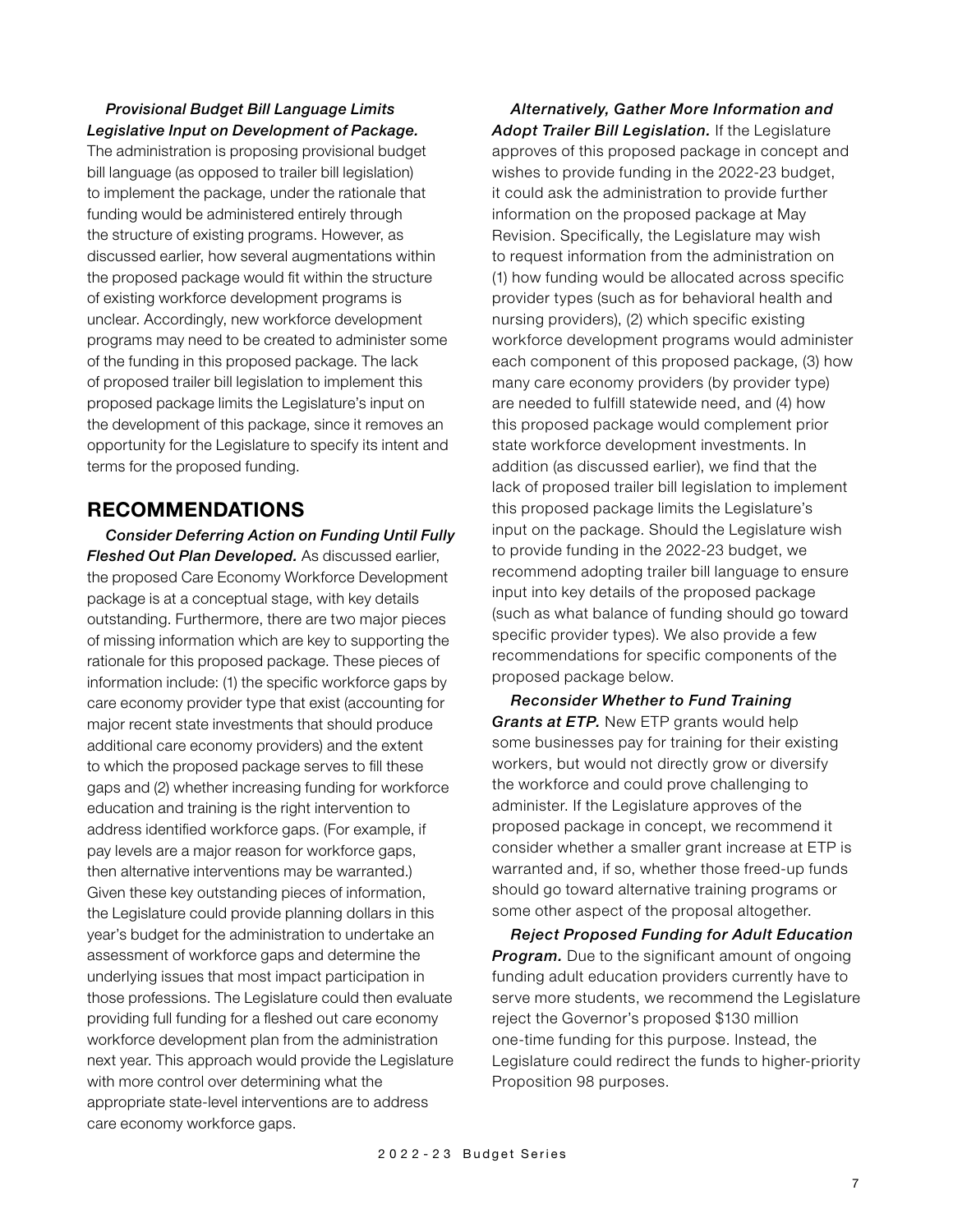***Provisional Budget Bill Language Limits Legislative Input on Development of Package.*** The administration is proposing provisional budget bill language (as opposed to trailer bill legislation) to implement the package, under the rationale that funding would be administered entirely through the structure of existing programs. However, as discussed earlier, how several augmentations within the proposed package would fit within the structure of existing workforce development programs is unclear. Accordingly, new workforce development programs may need to be created to administer some of the funding in this proposed package. The lack of proposed trailer bill legislation to implement this proposed package limits the Legislature's input on the development of this package, since it removes an opportunity for the Legislature to specify its intent and terms for the proposed funding.

## RECOMMENDATIONS

***Consider Deferring Action on Funding Until Fully Fleshed Out Plan Developed.*** As discussed earlier, the proposed Care Economy Workforce Development package is at a conceptual stage, with key details outstanding. Furthermore, there are two major pieces of missing information which are key to supporting the rationale for this proposed package. These pieces of information include: (1) the specific workforce gaps by care economy provider type that exist (accounting for major recent state investments that should produce additional care economy providers) and the extent to which the proposed package serves to fill these gaps and (2) whether increasing funding for workforce education and training is the right intervention to address identified workforce gaps. (For example, if pay levels are a major reason for workforce gaps, then alternative interventions may be warranted.) Given these key outstanding pieces of information, the Legislature could provide planning dollars in this year's budget for the administration to undertake an assessment of workforce gaps and determine the underlying issues that most impact participation in those professions. The Legislature could then evaluate providing full funding for a fleshed out care economy workforce development plan from the administration next year. This approach would provide the Legislature with more control over determining what the appropriate state-level interventions are to address care economy workforce gaps.

***Alternatively, Gather More Information and Adopt Trailer Bill Legislation.*** If the Legislature approves of this proposed package in concept and wishes to provide funding in the 2022-23 budget, it could ask the administration to provide further information on the proposed package at May Revision. Specifically, the Legislature may wish to request information from the administration on (1) how funding would be allocated across specific provider types (such as for behavioral health and nursing providers), (2) which specific existing workforce development programs would administer each component of this proposed package, (3) how many care economy providers (by provider type) are needed to fulfill statewide need, and (4) how this proposed package would complement prior state workforce development investments. In addition (as discussed earlier), we find that the lack of proposed trailer bill legislation to implement this proposed package limits the Legislature's input on the package. Should the Legislature wish to provide funding in the 2022-23 budget, we recommend adopting trailer bill language to ensure input into key details of the proposed package (such as what balance of funding should go toward specific provider types). We also provide a few recommendations for specific components of the proposed package below.

***Reconsider Whether to Fund Training Grants at ETP.*** New ETP grants would help some businesses pay for training for their existing workers, but would not directly grow or diversify the workforce and could prove challenging to administer. If the Legislature approves of the proposed package in concept, we recommend it consider whether a smaller grant increase at ETP is warranted and, if so, whether those freed-up funds should go toward alternative training programs or some other aspect of the proposal altogether.

***Reject Proposed Funding for Adult Education Program.*** Due to the significant amount of ongoing funding adult education providers currently have to serve more students, we recommend the Legislature reject the Governor's proposed $130 million one-time funding for this purpose. Instead, the Legislature could redirect the funds to higher-priority Proposition 98 purposes.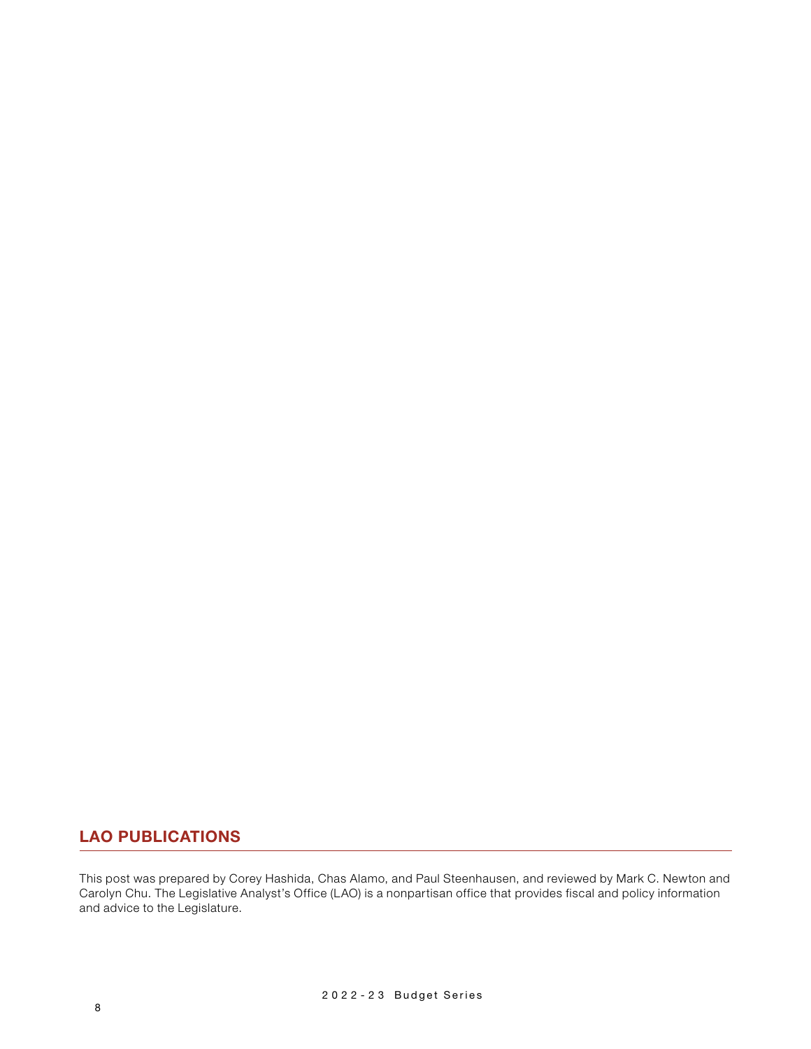## LAO PUBLICATIONS

This post was prepared by Corey Hashida, Chas Alamo, and Paul Steenhausen, and reviewed by Mark C. Newton and Carolyn Chu. The Legislative Analyst's Office (LAO) is a nonpartisan office that provides fiscal and policy information and advice to the Legislature.